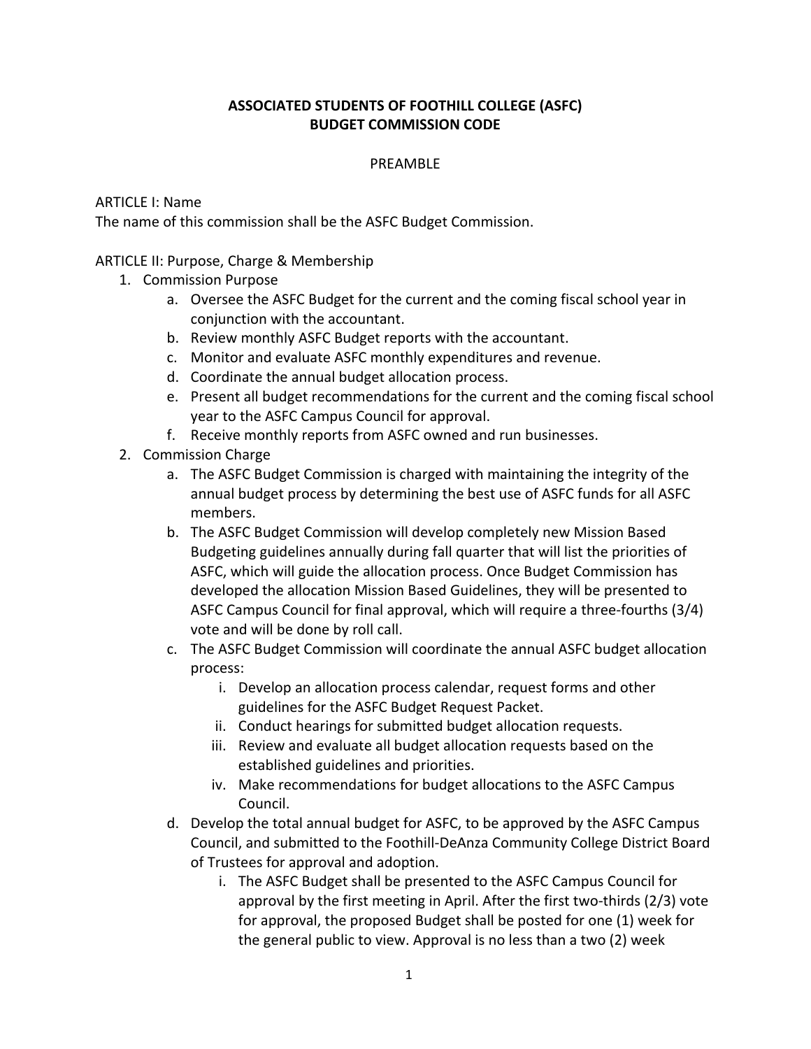**ASSOCIATED STUDENTS OF FOOTHILL COLLEGE (ASFC)**
**BUDGET COMMISSION CODE**

PREAMBLE

ARTICLE I: Name
The name of this commission shall be the ASFC Budget Commission.

ARTICLE II: Purpose, Charge & Membership

1. Commission Purpose
   a. Oversee the ASFC Budget for the current and the coming fiscal school year in conjunction with the accountant.
   b. Review monthly ASFC Budget reports with the accountant.
   c. Monitor and evaluate ASFC monthly expenditures and revenue.
   d. Coordinate the annual budget allocation process.
   e. Present all budget recommendations for the current and the coming fiscal school year to the ASFC Campus Council for approval.
   f. Receive monthly reports from ASFC owned and run businesses.
2. Commission Charge
   a. The ASFC Budget Commission is charged with maintaining the integrity of the annual budget process by determining the best use of ASFC funds for all ASFC members.
   b. The ASFC Budget Commission will develop completely new Mission Based Budgeting guidelines annually during fall quarter that will list the priorities of ASFC, which will guide the allocation process. Once Budget Commission has developed the allocation Mission Based Guidelines, they will be presented to ASFC Campus Council for final approval, which will require a three-fourths (3/4) vote and will be done by roll call.
   c. The ASFC Budget Commission will coordinate the annual ASFC budget allocation process:
      i. Develop an allocation process calendar, request forms and other guidelines for the ASFC Budget Request Packet.
      ii. Conduct hearings for submitted budget allocation requests.
      iii. Review and evaluate all budget allocation requests based on the established guidelines and priorities.
      iv. Make recommendations for budget allocations to the ASFC Campus Council.
   d. Develop the total annual budget for ASFC, to be approved by the ASFC Campus Council, and submitted to the Foothill-DeAnza Community College District Board of Trustees for approval and adoption.
      i. The ASFC Budget shall be presented to the ASFC Campus Council for approval by the first meeting in April. After the first two-thirds (2/3) vote for approval, the proposed Budget shall be posted for one (1) week for the general public to view. Approval is no less than a two (2) week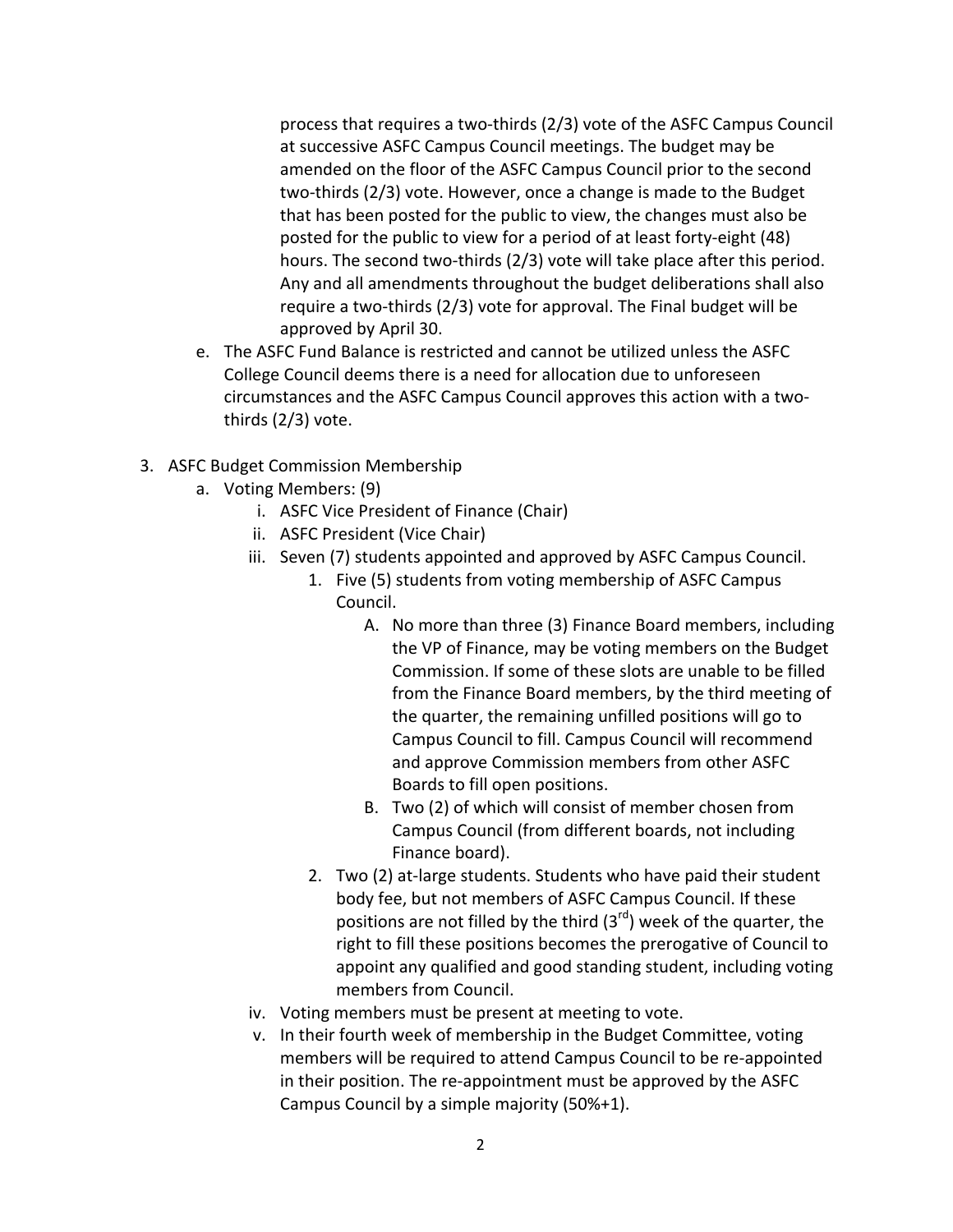process that requires a two-thirds (2/3) vote of the ASFC Campus Council at successive ASFC Campus Council meetings. The budget may be amended on the floor of the ASFC Campus Council prior to the second two-thirds (2/3) vote. However, once a change is made to the Budget that has been posted for the public to view, the changes must also be posted for the public to view for a period of at least forty-eight (48) hours. The second two-thirds (2/3) vote will take place after this period. Any and all amendments throughout the budget deliberations shall also require a two-thirds (2/3) vote for approval. The Final budget will be approved by April 30.

e. The ASFC Fund Balance is restricted and cannot be utilized unless the ASFC College Council deems there is a need for allocation due to unforeseen circumstances and the ASFC Campus Council approves this action with a two-thirds (2/3) vote.

3. ASFC Budget Commission Membership
   a. Voting Members: (9)
      i. ASFC Vice President of Finance (Chair)
      ii. ASFC President (Vice Chair)
      iii. Seven (7) students appointed and approved by ASFC Campus Council.
         1. Five (5) students from voting membership of ASFC Campus Council.
            A. No more than three (3) Finance Board members, including the VP of Finance, may be voting members on the Budget Commission. If some of these slots are unable to be filled from the Finance Board members, by the third meeting of the quarter, the remaining unfilled positions will go to Campus Council to fill. Campus Council will recommend and approve Commission members from other ASFC Boards to fill open positions.
            B. Two (2) of which will consist of member chosen from Campus Council (from different boards, not including Finance board).
         2. Two (2) at-large students. Students who have paid their student body fee, but not members of ASFC Campus Council. If these positions are not filled by the third (3rd) week of the quarter, the right to fill these positions becomes the prerogative of Council to appoint any qualified and good standing student, including voting members from Council.
      iv. Voting members must be present at meeting to vote.
      v. In their fourth week of membership in the Budget Committee, voting members will be required to attend Campus Council to be re-appointed in their position. The re-appointment must be approved by the ASFC Campus Council by a simple majority (50%+1).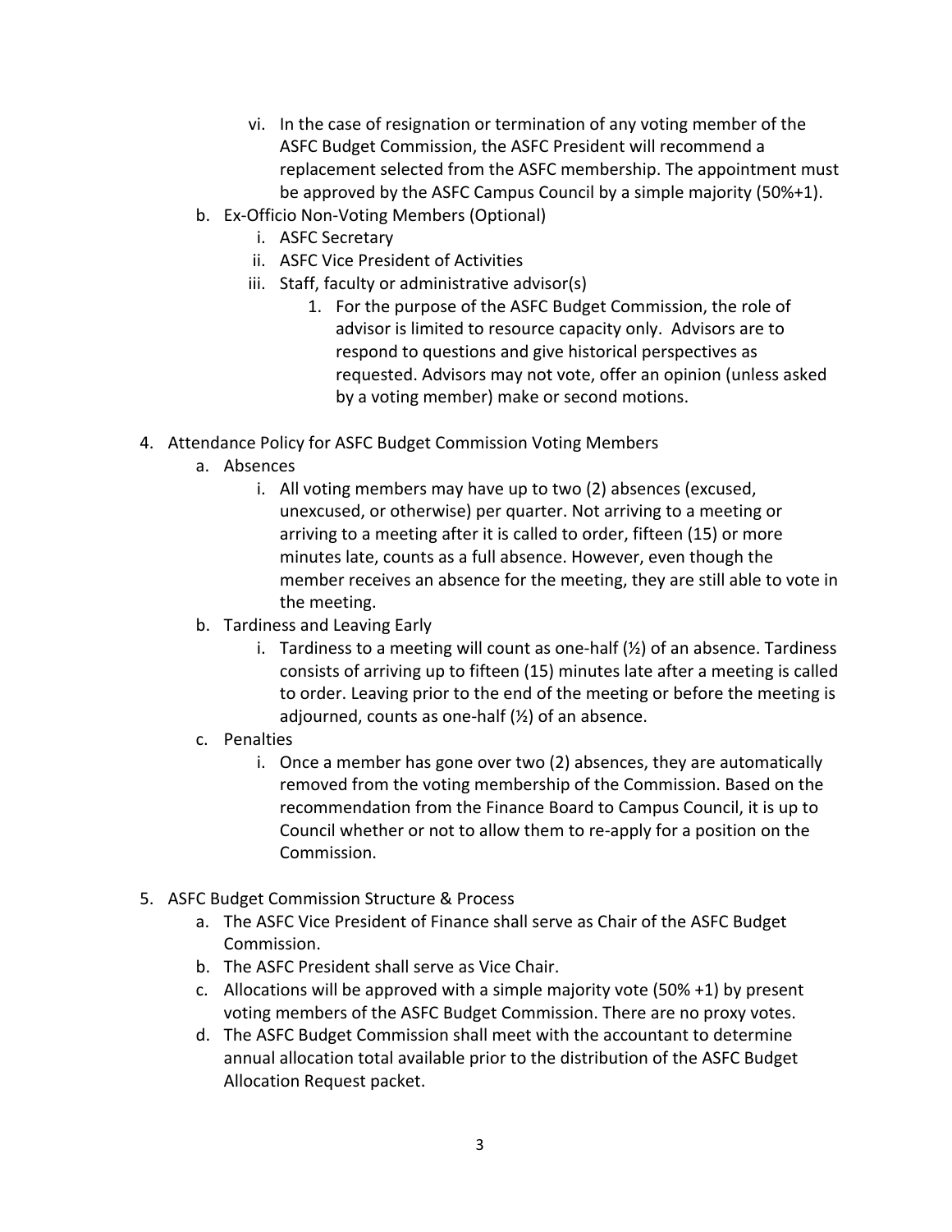vi. In the case of resignation or termination of any voting member of the ASFC Budget Commission, the ASFC President will recommend a replacement selected from the ASFC membership. The appointment must be approved by the ASFC Campus Council by a simple majority (50%+1).

   b. Ex-Officio Non-Voting Members (Optional)
      i. ASFC Secretary
      ii. ASFC Vice President of Activities
      iii. Staff, faculty or administrative advisor(s)
         1. For the purpose of the ASFC Budget Commission, the role of advisor is limited to resource capacity only. Advisors are to respond to questions and give historical perspectives as requested. Advisors may not vote, offer an opinion (unless asked by a voting member) make or second motions.

4. Attendance Policy for ASFC Budget Commission Voting Members
   a. Absences
      i. All voting members may have up to two (2) absences (excused, unexcused, or otherwise) per quarter. Not arriving to a meeting or arriving to a meeting after it is called to order, fifteen (15) or more minutes late, counts as a full absence. However, even though the member receives an absence for the meeting, they are still able to vote in the meeting.
   b. Tardiness and Leaving Early
      i. Tardiness to a meeting will count as one-half (½) of an absence. Tardiness consists of arriving up to fifteen (15) minutes late after a meeting is called to order. Leaving prior to the end of the meeting or before the meeting is adjourned, counts as one-half (½) of an absence.
   c. Penalties
      i. Once a member has gone over two (2) absences, they are automatically removed from the voting membership of the Commission. Based on the recommendation from the Finance Board to Campus Council, it is up to Council whether or not to allow them to re-apply for a position on the Commission.

5. ASFC Budget Commission Structure & Process
   a. The ASFC Vice President of Finance shall serve as Chair of the ASFC Budget Commission.
   b. The ASFC President shall serve as Vice Chair.
   c. Allocations will be approved with a simple majority vote (50% +1) by present voting members of the ASFC Budget Commission. There are no proxy votes.
   d. The ASFC Budget Commission shall meet with the accountant to determine annual allocation total available prior to the distribution of the ASFC Budget Allocation Request packet.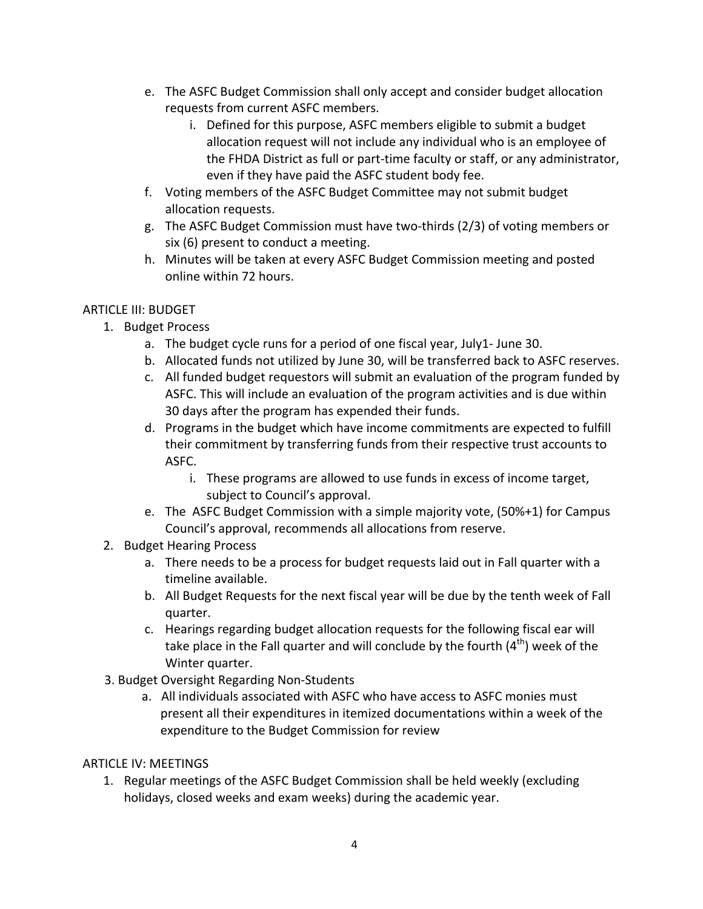e. The ASFC Budget Commission shall only accept and consider budget allocation requests from current ASFC members.
    i. Defined for this purpose, ASFC members eligible to submit a budget allocation request will not include any individual who is an employee of the FHDA District as full or part-time faculty or staff, or any administrator, even if they have paid the ASFC student body fee.

f. Voting members of the ASFC Budget Committee may not submit budget allocation requests.

g. The ASFC Budget Commission must have two-thirds (2/3) of voting members or six (6) present to conduct a meeting.

h. Minutes will be taken at every ASFC Budget Commission meeting and posted online within 72 hours.

ARTICLE III: BUDGET

1. Budget Process
    a. The budget cycle runs for a period of one fiscal year, July1- June 30.
    b. Allocated funds not utilized by June 30, will be transferred back to ASFC reserves.
    c. All funded budget requestors will submit an evaluation of the program funded by ASFC. This will include an evaluation of the program activities and is due within 30 days after the program has expended their funds.
    d. Programs in the budget which have income commitments are expected to fulfill their commitment by transferring funds from their respective trust accounts to ASFC.
        i. These programs are allowed to use funds in excess of income target, subject to Council's approval.
    e. The ASFC Budget Commission with a simple majority vote, (50%+1) for Campus Council's approval, recommends all allocations from reserve.
2. Budget Hearing Process
    a. There needs to be a process for budget requests laid out in Fall quarter with a timeline available.
    b. All Budget Requests for the next fiscal year will be due by the tenth week of Fall quarter.
    c. Hearings regarding budget allocation requests for the following fiscal ear will take place in the Fall quarter and will conclude by the fourth (4th) week of the Winter quarter.
3. Budget Oversight Regarding Non-Students
    a. All individuals associated with ASFC who have access to ASFC monies must present all their expenditures in itemized documentations within a week of the expenditure to the Budget Commission for review

ARTICLE IV: MEETINGS

1. Regular meetings of the ASFC Budget Commission shall be held weekly (excluding holidays, closed weeks and exam weeks) during the academic year.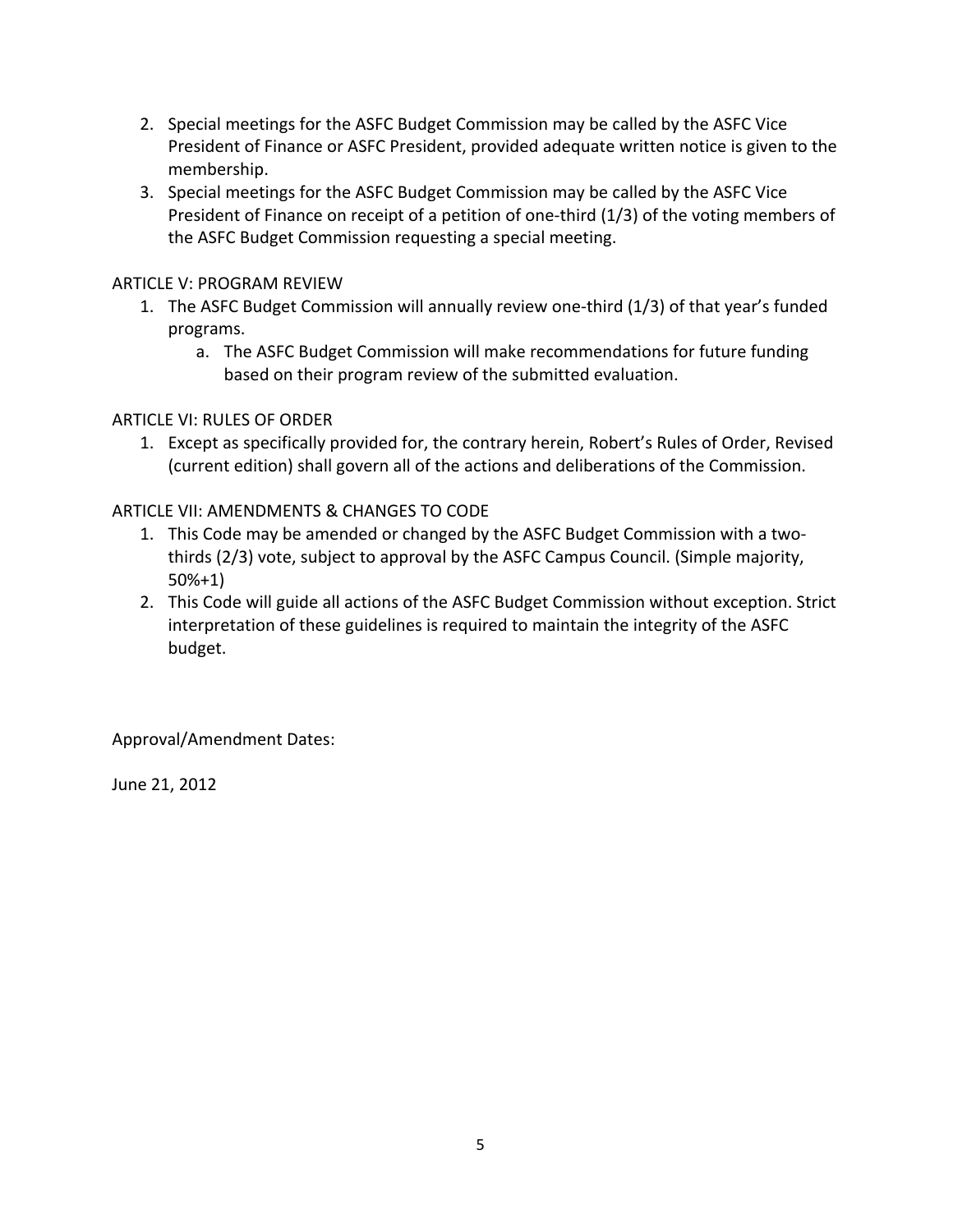2. Special meetings for the ASFC Budget Commission may be called by the ASFC Vice President of Finance or ASFC President, provided adequate written notice is given to the membership.
3. Special meetings for the ASFC Budget Commission may be called by the ASFC Vice President of Finance on receipt of a petition of one-third (1/3) of the voting members of the ASFC Budget Commission requesting a special meeting.

ARTICLE V: PROGRAM REVIEW

1. The ASFC Budget Commission will annually review one-third (1/3) of that year's funded programs.
   a. The ASFC Budget Commission will make recommendations for future funding based on their program review of the submitted evaluation.

ARTICLE VI: RULES OF ORDER

1. Except as specifically provided for, the contrary herein, Robert's Rules of Order, Revised (current edition) shall govern all of the actions and deliberations of the Commission.

ARTICLE VII: AMENDMENTS & CHANGES TO CODE

1. This Code may be amended or changed by the ASFC Budget Commission with a two-thirds (2/3) vote, subject to approval by the ASFC Campus Council. (Simple majority, 50%+1)
2. This Code will guide all actions of the ASFC Budget Commission without exception. Strict interpretation of these guidelines is required to maintain the integrity of the ASFC budget.

Approval/Amendment Dates:

June 21, 2012